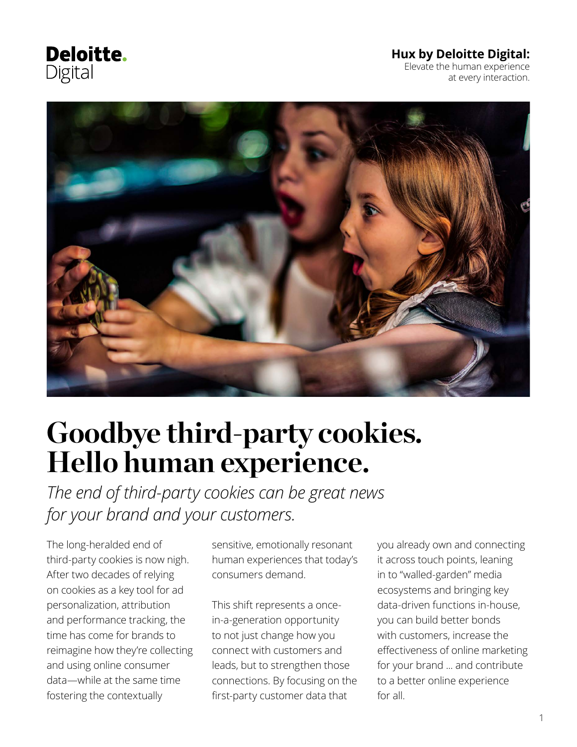Deloitte.
Digital

**Hux by Deloitte Digital:**
Elevate the human experience at every interaction.

# Goodbye third-party cookies. Hello human experience.

*The end of third-party cookies can be great news for your brand and your customers.*

The long-heralded end of third-party cookies is now nigh. After two decades of relying on cookies as a key tool for ad personalization, attribution and performance tracking, the time has come for brands to reimagine how they're collecting and using online consumer data—while at the same time fostering the contextually sensitive, emotionally resonant human experiences that today's consumers demand.

This shift represents a once-in-a-generation opportunity to not just change how you connect with customers and leads, but to strengthen those connections. By focusing on the first-party customer data that you already own and connecting it across touch points, leaning in to "walled-garden" media ecosystems and bringing key data-driven functions in-house, you can build better bonds with customers, increase the effectiveness of online marketing for your brand ... and contribute to a better online experience for all.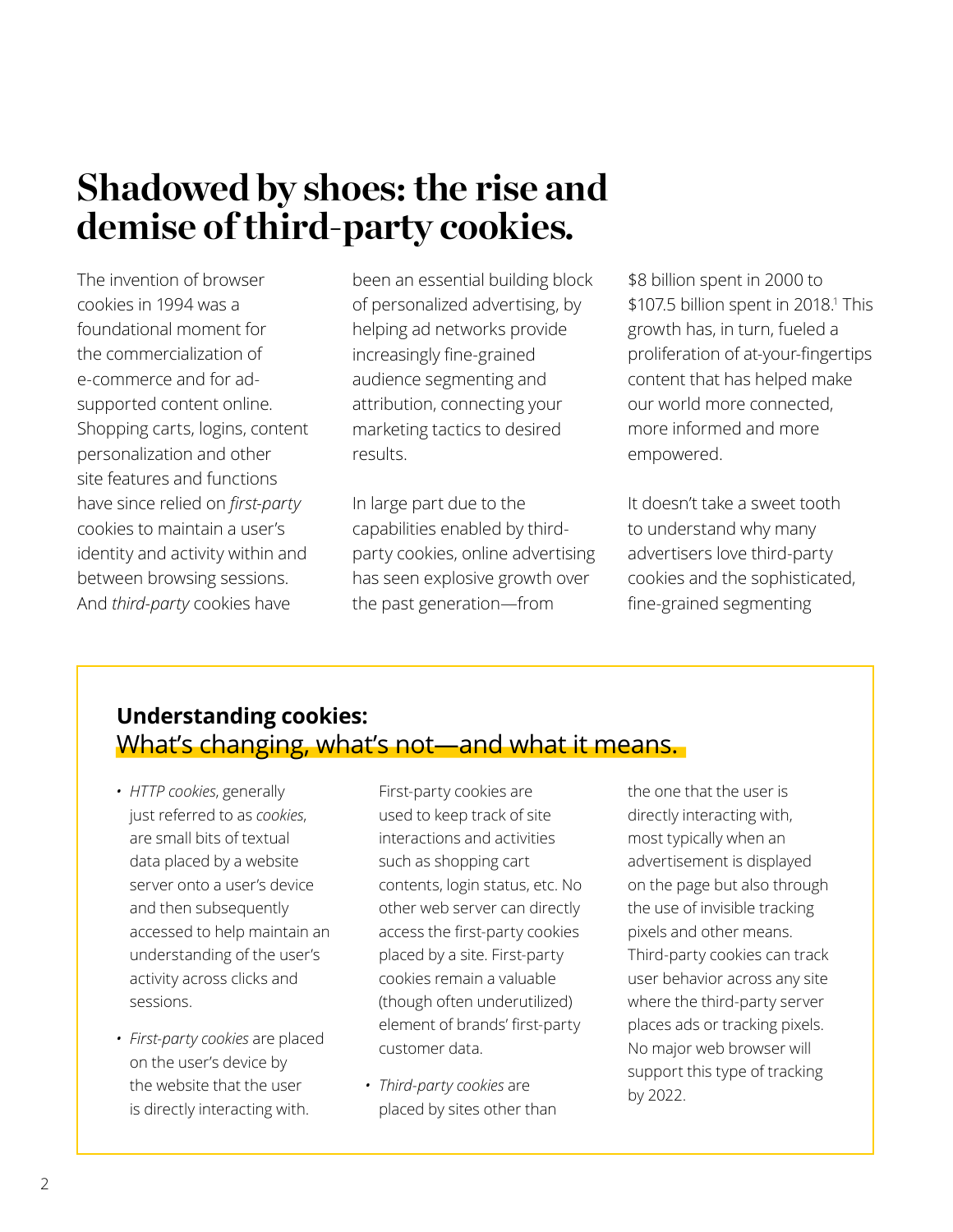# Shadowed by shoes: the rise and demise of third-party cookies.

The invention of browser cookies in 1994 was a foundational moment for the commercialization of e-commerce and for ad-supported content online. Shopping carts, logins, content personalization and other site features and functions have since relied on *first-party* cookies to maintain a user's identity and activity within and between browsing sessions. And *third-party* cookies have been an essential building block of personalized advertising, by helping ad networks provide increasingly fine-grained audience segmenting and attribution, connecting your marketing tactics to desired results.

In large part due to the capabilities enabled by third-party cookies, online advertising has seen explosive growth over the past generation—from $8 billion spent in 2000 to $107.5 billion spent in 2018.[1] This growth has, in turn, fueled a proliferation of at-your-fingertips content that has helped make our world more connected, more informed and more empowered.

It doesn't take a sweet tooth to understand why many advertisers love third-party cookies and the sophisticated, fine-grained segmenting

## Understanding cookies: What's changing, what's not—and what it means.

- *HTTP cookies*, generally just referred to as *cookies*, are small bits of textual data placed by a website server onto a user's device and then subsequently accessed to help maintain an understanding of the user's activity across clicks and sessions.
- *First-party cookies* are placed on the user's device by the website that the user is directly interacting with. First-party cookies are used to keep track of site interactions and activities such as shopping cart contents, login status, etc. No other web server can directly access the first-party cookies placed by a site. First-party cookies remain a valuable (though often underutilized) element of brands' first-party customer data.
- *Third-party cookies* are placed by sites other than the one that the user is directly interacting with, most typically when an advertisement is displayed on the page but also through the use of invisible tracking pixels and other means. Third-party cookies can track user behavior across any site where the third-party server places ads or tracking pixels. No major web browser will support this type of tracking by 2022.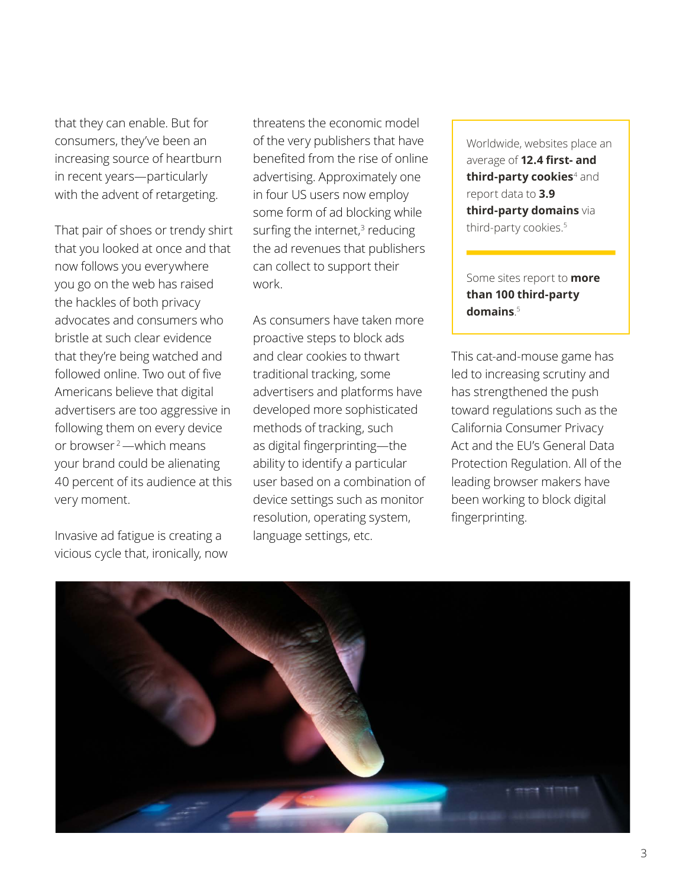that they can enable. But for consumers, they've been an increasing source of heartburn in recent years—particularly with the advent of retargeting.

That pair of shoes or trendy shirt that you looked at once and that now follows you everywhere you go on the web has raised the hackles of both privacy advocates and consumers who bristle at such clear evidence that they're being watched and followed online. Two out of five Americans believe that digital advertisers are too aggressive in following them on every device or browser[2]—which means your brand could be alienating 40 percent of its audience at this very moment.

Invasive ad fatigue is creating a vicious cycle that, ironically, now threatens the economic model of the very publishers that have benefited from the rise of online advertising. Approximately one in four US users now employ some form of ad blocking while surfing the internet,[3] reducing the ad revenues that publishers can collect to support their work.

As consumers have taken more proactive steps to block ads and clear cookies to thwart traditional tracking, some advertisers and platforms have developed more sophisticated methods of tracking, such as digital fingerprinting—the ability to identify a particular user based on a combination of device settings such as monitor resolution, operating system, language settings, etc.

Worldwide, websites place an average of **12.4 first- and third-party cookies**[4] and report data to **3.9 third-party domains** via third-party cookies.[5]

Some sites report to **more than 100 third-party domains**.[5]

This cat-and-mouse game has led to increasing scrutiny and has strengthened the push toward regulations such as the California Consumer Privacy Act and the EU's General Data Protection Regulation. All of the leading browser makers have been working to block digital fingerprinting.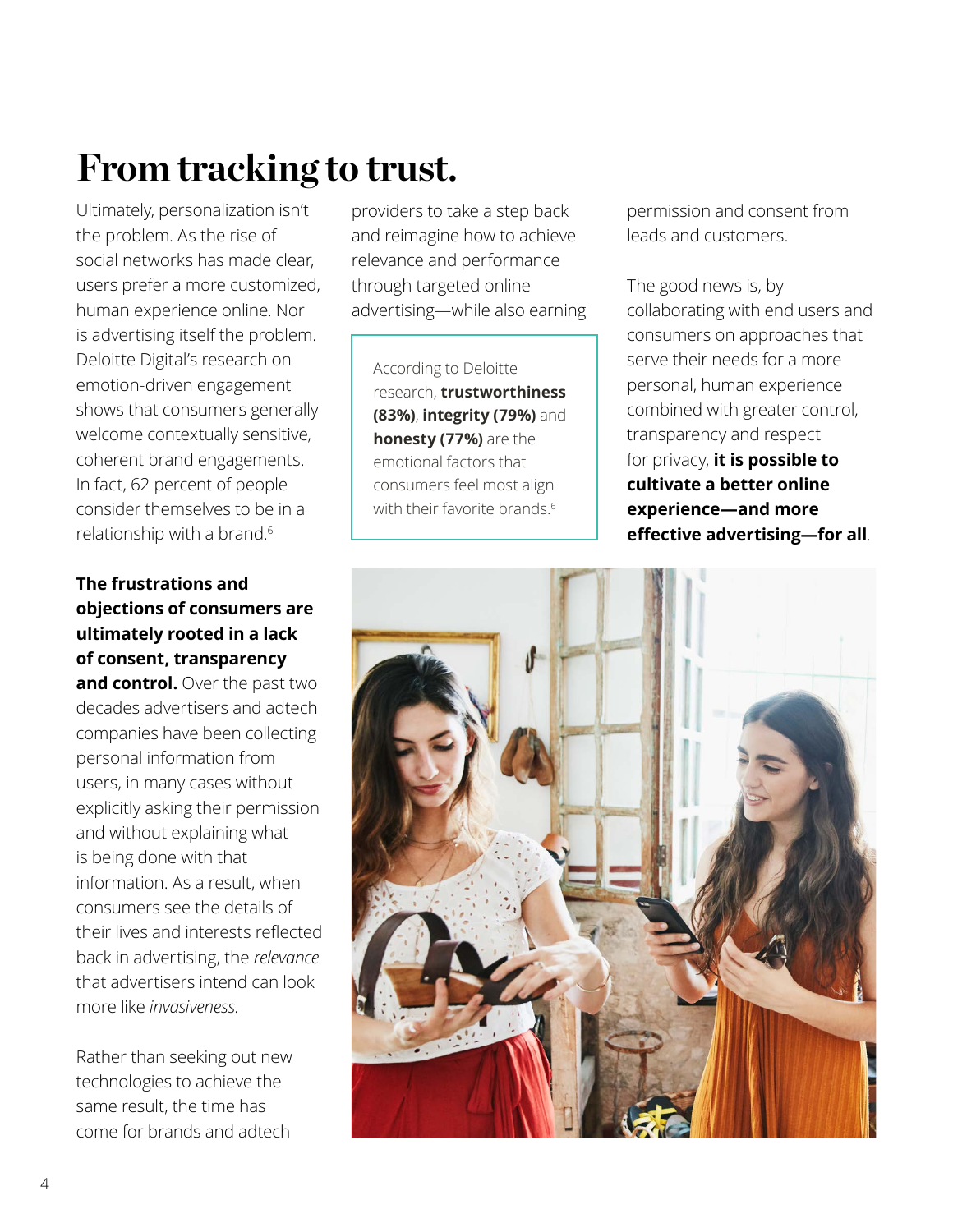# From tracking to trust.

Ultimately, personalization isn't the problem. As the rise of social networks has made clear, users prefer a more customized, human experience online. Nor is advertising itself the problem. Deloitte Digital's research on emotion-driven engagement shows that consumers generally welcome contextually sensitive, coherent brand engagements. In fact, 62 percent of people consider themselves to be in a relationship with a brand.[6]

**The frustrations and objections of consumers are ultimately rooted in a lack of consent, transparency and control.** Over the past two decades advertisers and adtech companies have been collecting personal information from users, in many cases without explicitly asking their permission and without explaining what is being done with that information. As a result, when consumers see the details of their lives and interests reflected back in advertising, the *relevance* that advertisers intend can look more like *invasiveness.*

Rather than seeking out new technologies to achieve the same result, the time has come for brands and adtech providers to take a step back and reimagine how to achieve relevance and performance through targeted online advertising—while also earning permission and consent from leads and customers.

> According to Deloitte research, **trustworthiness (83%)**, **integrity (79%)** and **honesty (77%)** are the emotional factors that consumers feel most align with their favorite brands.[6]

The good news is, by collaborating with end users and consumers on approaches that serve their needs for a more personal, human experience combined with greater control, transparency and respect for privacy, **it is possible to cultivate a better online experience—and more effective advertising—for all**.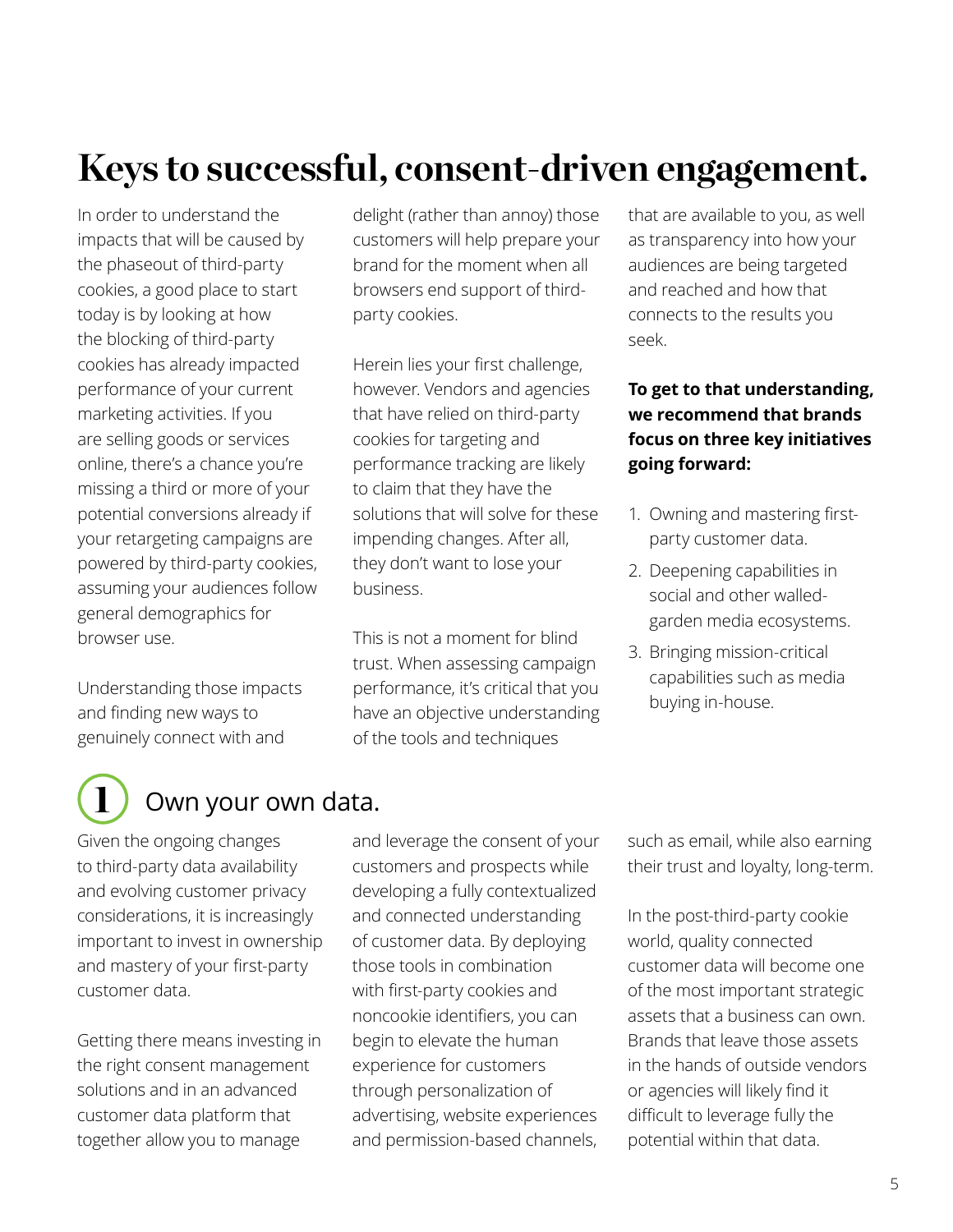# Keys to successful, consent-driven engagement.

In order to understand the impacts that will be caused by the phaseout of third-party cookies, a good place to start today is by looking at how the blocking of third-party cookies has already impacted performance of your current marketing activities. If you are selling goods or services online, there's a chance you're missing a third or more of your potential conversions already if your retargeting campaigns are powered by third-party cookies, assuming your audiences follow general demographics for browser use.

Understanding those impacts and finding new ways to genuinely connect with and delight (rather than annoy) those customers will help prepare your brand for the moment when all browsers end support of third-party cookies.

Herein lies your first challenge, however. Vendors and agencies that have relied on third-party cookies for targeting and performance tracking are likely to claim that they have the solutions that will solve for these impending changes. After all, they don't want to lose your business.

This is not a moment for blind trust. When assessing campaign performance, it's critical that you have an objective understanding of the tools and techniques that are available to you, as well as transparency into how your audiences are being targeted and reached and how that connects to the results you seek.

**To get to that understanding, we recommend that brands focus on three key initiatives going forward:**

1. Owning and mastering first-party customer data.
2. Deepening capabilities in social and other walled-garden media ecosystems.
3. Bringing mission-critical capabilities such as media buying in-house.

## 1 Own your own data.

Given the ongoing changes to third-party data availability and evolving customer privacy considerations, it is increasingly important to invest in ownership and mastery of your first-party customer data.

Getting there means investing in the right consent management solutions and in an advanced customer data platform that together allow you to manage and leverage the consent of your customers and prospects while developing a fully contextualized and connected understanding of customer data. By deploying those tools in combination with first-party cookies and noncookie identifiers, you can begin to elevate the human experience for customers through personalization of advertising, website experiences and permission-based channels, such as email, while also earning their trust and loyalty, long-term.

In the post-third-party cookie world, quality connected customer data will become one of the most important strategic assets that a business can own. Brands that leave those assets in the hands of outside vendors or agencies will likely find it difficult to leverage fully the potential within that data.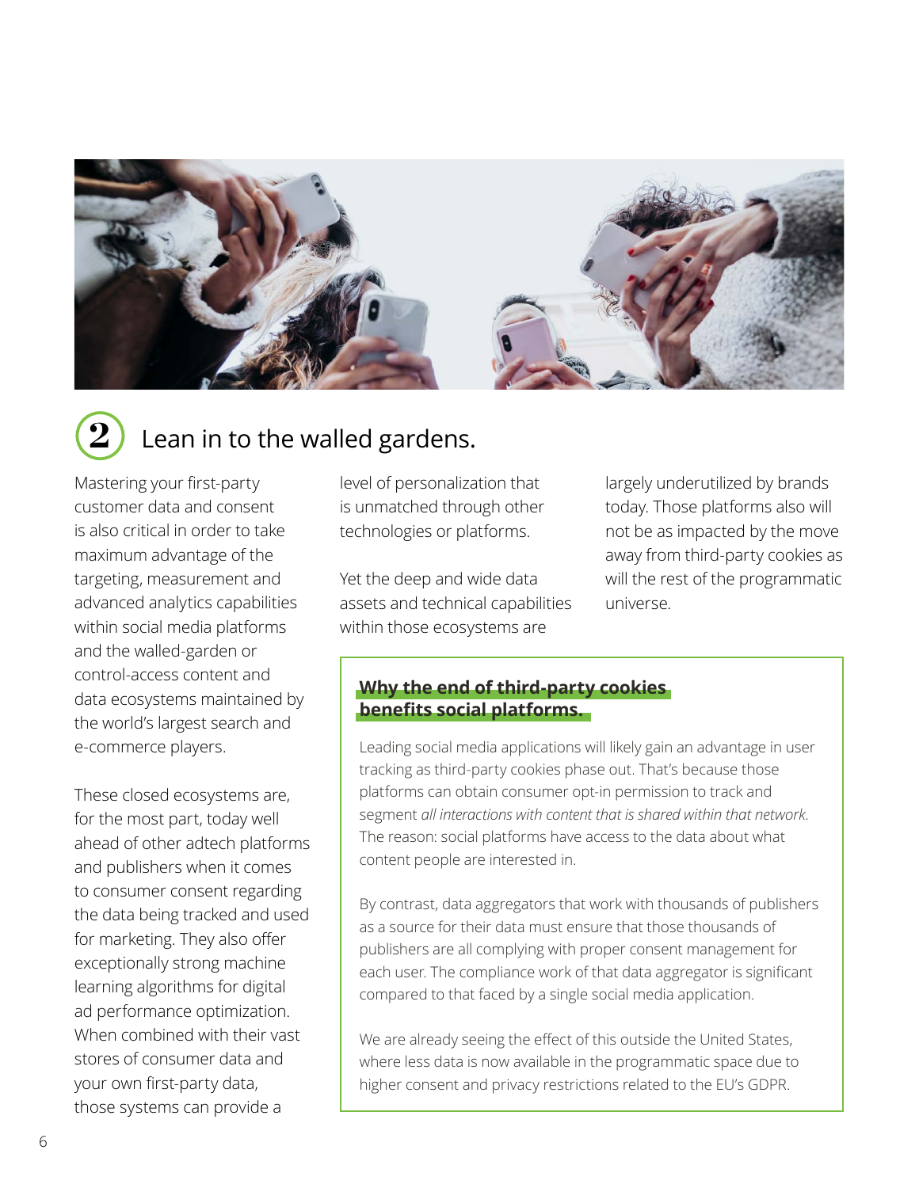## 2 Lean in to the walled gardens.

Mastering your first-party customer data and consent is also critical in order to take maximum advantage of the targeting, measurement and advanced analytics capabilities within social media platforms and the walled-garden or control-access content and data ecosystems maintained by the world's largest search and e-commerce players.

These closed ecosystems are, for the most part, today well ahead of other adtech platforms and publishers when it comes to consumer consent regarding the data being tracked and used for marketing. They also offer exceptionally strong machine learning algorithms for digital ad performance optimization. When combined with their vast stores of consumer data and your own first-party data, those systems can provide a level of personalization that is unmatched through other technologies or platforms.

Yet the deep and wide data assets and technical capabilities within those ecosystems are largely underutilized by brands today. Those platforms also will not be as impacted by the move away from third-party cookies as will the rest of the programmatic universe.

### Why the end of third-party cookies benefits social platforms.

Leading social media applications will likely gain an advantage in user tracking as third-party cookies phase out. That's because those platforms can obtain consumer opt-in permission to track and segment *all interactions with content that is shared within that network*. The reason: social platforms have access to the data about what content people are interested in.

By contrast, data aggregators that work with thousands of publishers as a source for their data must ensure that those thousands of publishers are all complying with proper consent management for each user. The compliance work of that data aggregator is significant compared to that faced by a single social media application.

We are already seeing the effect of this outside the United States, where less data is now available in the programmatic space due to higher consent and privacy restrictions related to the EU's GDPR.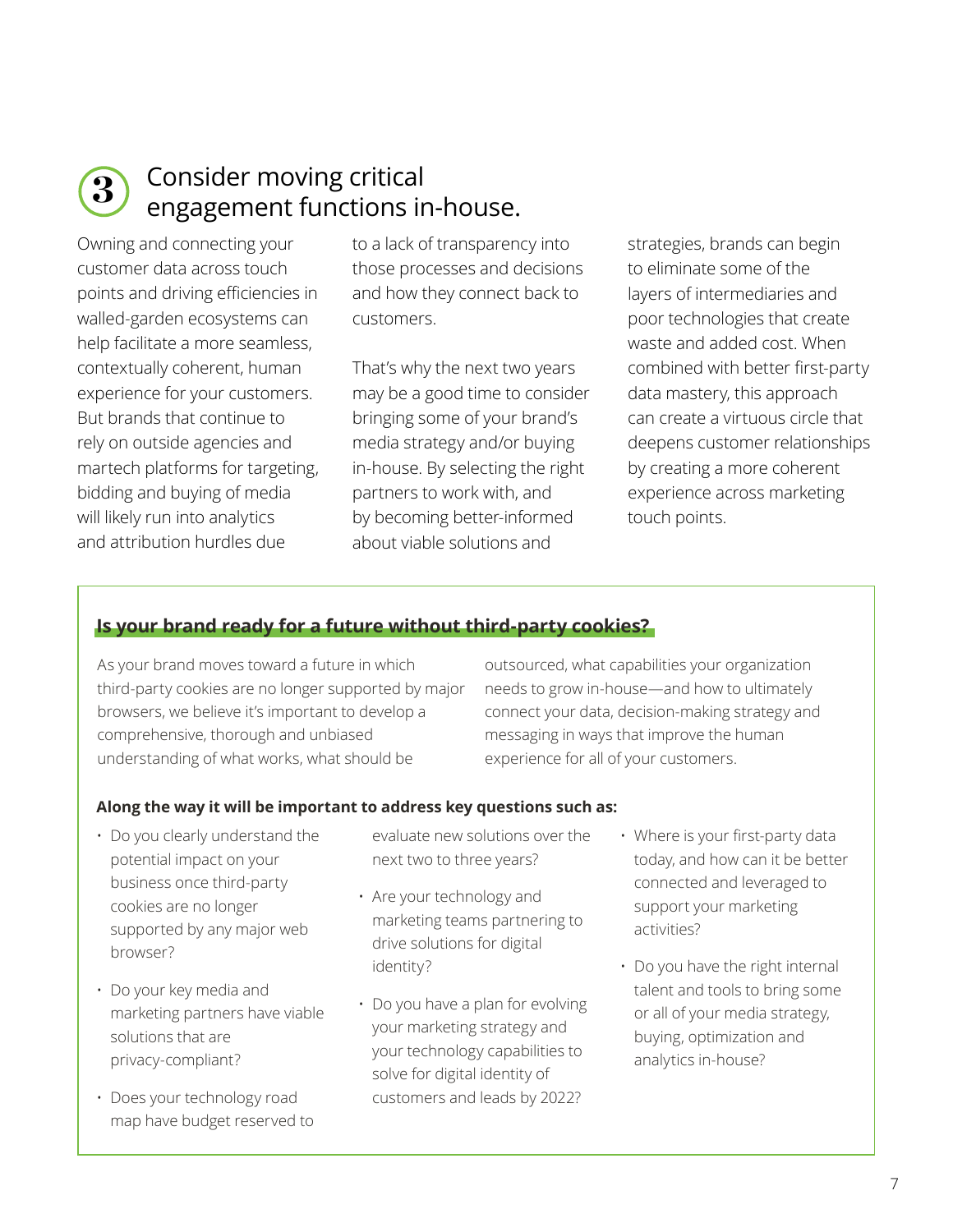## 3 Consider moving critical engagement functions in-house.

Owning and connecting your customer data across touch points and driving efficiencies in walled-garden ecosystems can help facilitate a more seamless, contextually coherent, human experience for your customers. But brands that continue to rely on outside agencies and martech platforms for targeting, bidding and buying of media will likely run into analytics and attribution hurdles due to a lack of transparency into those processes and decisions and how they connect back to customers.

That's why the next two years may be a good time to consider bringing some of your brand's media strategy and/or buying in-house. By selecting the right partners to work with, and by becoming better-informed about viable solutions and strategies, brands can begin to eliminate some of the layers of intermediaries and poor technologies that create waste and added cost. When combined with better first-party data mastery, this approach can create a virtuous circle that deepens customer relationships by creating a more coherent experience across marketing touch points.

### Is your brand ready for a future without third-party cookies?

As your brand moves toward a future in which third-party cookies are no longer supported by major browsers, we believe it's important to develop a comprehensive, thorough and unbiased understanding of what works, what should be outsourced, what capabilities your organization needs to grow in-house—and how to ultimately connect your data, decision-making strategy and messaging in ways that improve the human experience for all of your customers.

**Along the way it will be important to address key questions such as:**

- Do you clearly understand the potential impact on your business once third-party cookies are no longer supported by any major web browser?
- Do your key media and marketing partners have viable solutions that are privacy-compliant?
- Does your technology road map have budget reserved to evaluate new solutions over the next two to three years?
- Are your technology and marketing teams partnering to drive solutions for digital identity?
- Do you have a plan for evolving your marketing strategy and your technology capabilities to solve for digital identity of customers and leads by 2022?
- Where is your first-party data today, and how can it be better connected and leveraged to support your marketing activities?
- Do you have the right internal talent and tools to bring some or all of your media strategy, buying, optimization and analytics in-house?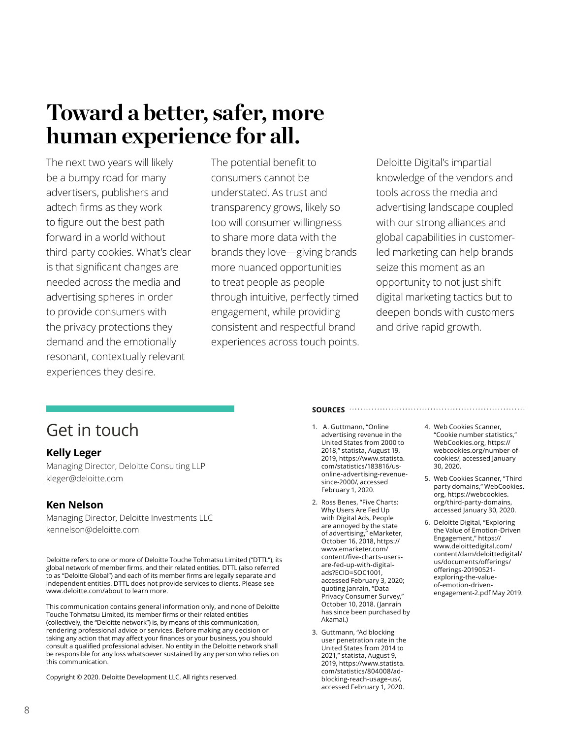# Toward a better, safer, more human experience for all.

The next two years will likely be a bumpy road for many advertisers, publishers and adtech firms as they work to figure out the best path forward in a world without third-party cookies. What's clear is that significant changes are needed across the media and advertising spheres in order to provide consumers with the privacy protections they demand and the emotionally resonant, contextually relevant experiences they desire.

The potential benefit to consumers cannot be understated. As trust and transparency grows, likely so too will consumer willingness to share more data with the brands they love—giving brands more nuanced opportunities to treat people as people through intuitive, perfectly timed engagement, while providing consistent and respectful brand experiences across touch points.

Deloitte Digital's impartial knowledge of the vendors and tools across the media and advertising landscape coupled with our strong alliances and global capabilities in customer-led marketing can help brands seize this moment as an opportunity to not just shift digital marketing tactics but to deepen bonds with customers and drive rapid growth.

## Get in touch

**Kelly Leger**
Managing Director, Deloitte Consulting LLP
kleger@deloitte.com

**Ken Nelson**
Managing Director, Deloitte Investments LLC
kennelson@deloitte.com

Deloitte refers to one or more of Deloitte Touche Tohmatsu Limited ("DTTL"), its global network of member firms, and their related entities. DTTL (also referred to as "Deloitte Global") and each of its member firms are legally separate and independent entities. DTTL does not provide services to clients. Please see www.deloitte.com/about to learn more.

This communication contains general information only, and none of Deloitte Touche Tohmatsu Limited, its member firms or their related entities (collectively, the "Deloitte network") is, by means of this communication, rendering professional advice or services. Before making any decision or taking any action that may affect your finances or your business, you should consult a qualified professional adviser. No entity in the Deloitte network shall be responsible for any loss whatsoever sustained by any person who relies on this communication.

Copyright © 2020. Deloitte Development LLC. All rights reserved.

**SOURCES**

1. A. Guttmann, "Online advertising revenue in the United States from 2000 to 2018," statista, August 19, 2019, https://www.statista.com/statistics/183816/us-online-advertising-revenue-since-2000/, accessed February 1, 2020.
2. Ross Benes, "Five Charts: Why Users Are Fed Up with Digital Ads, People are annoyed by the state of advertising," eMarketer, October 16, 2018, https://www.emarketer.com/content/five-charts-users-are-fed-up-with-digital-ads?ECID=SOC1001, accessed February 3, 2020; quoting Janrain, "Data Privacy Consumer Survey," October 10, 2018. (Janrain has since been purchased by Akamai.)
3. Guttmann, "Ad blocking user penetration rate in the United States from 2014 to 2021," statista, August 9, 2019, https://www.statista.com/statistics/804008/ad-blocking-reach-usage-us/, accessed February 1, 2020.
4. Web Cookies Scanner, "Cookie number statistics," WebCookies.org, https://webcookies.org/number-of-cookies/, accessed January 30, 2020.
5. Web Cookies Scanner, "Third party domains," WebCookies.org, https://webcookies.org/third-party-domains, accessed January 30, 2020.
6. Deloitte Digital, "Exploring the Value of Emotion-Driven Engagement," https://www.deloittedigital.com/content/dam/deloittedigital/us/documents/offerings/offerings-20190521-exploring-the-value-of-emotion-driven-engagement-2.pdf May 2019.